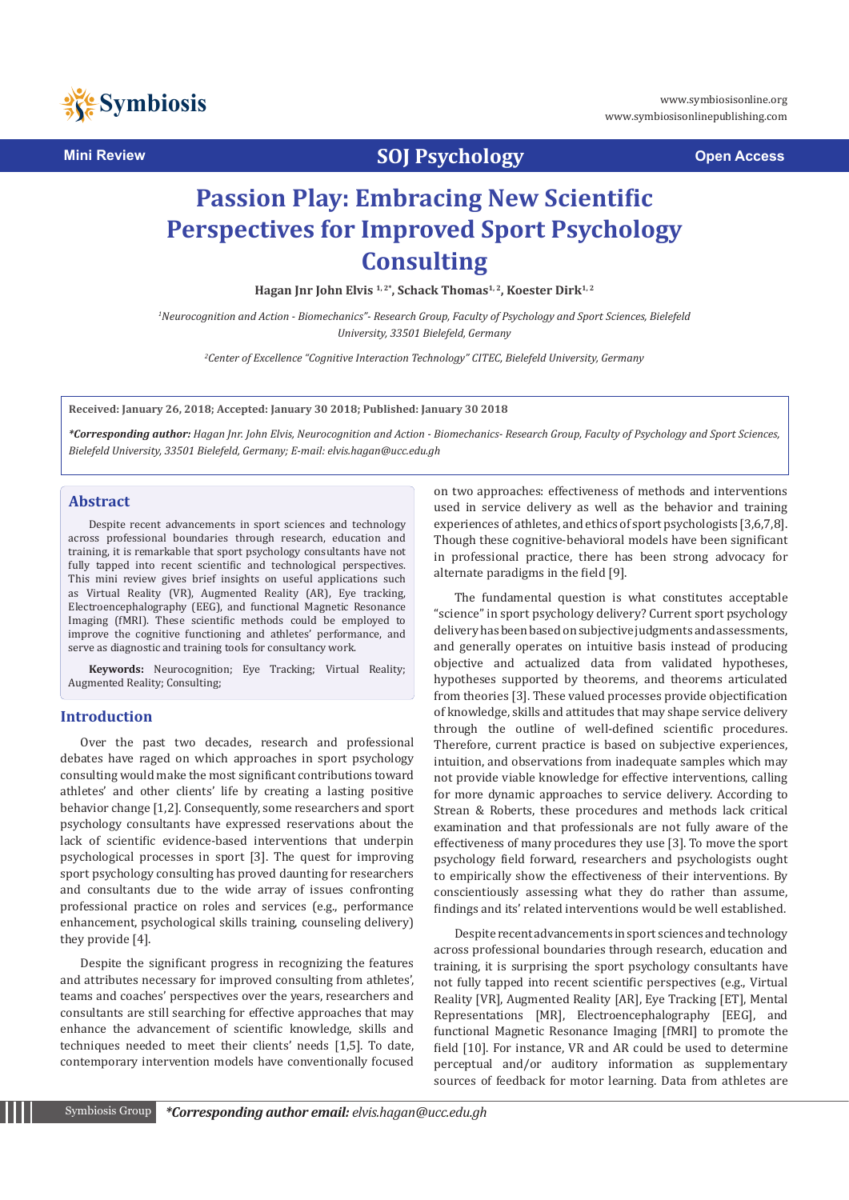Mini Review

SOJ Psychology

Open Access

# Passion Play: Embracing New Scientific Perspectives for Improved Sport Psychology Consulting

**Hagan Jnr John Elvis [1, 2*], Schack Thomas[1, 2], Koester Dirk[1, 2]**

*[1]Neurocognition and Action - Biomechanics"- Research Group, Faculty of Psychology and Sport Sciences, Bielefeld University, 33501 Bielefeld, Germany*

*[2]Center of Excellence "Cognitive Interaction Technology" CITEC, Bielefeld University, Germany*

**Received: January 26, 2018; Accepted: January 30 2018; Published: January 30 2018**

***Corresponding author:** *Hagan Jnr. John Elvis, Neurocognition and Action - Biomechanics- Research Group, Faculty of Psychology and Sport Sciences, Bielefeld University, 33501 Bielefeld, Germany; E-mail: elvis.hagan@ucc.edu.gh*

## Abstract

Despite recent advancements in sport sciences and technology across professional boundaries through research, education and training, it is remarkable that sport psychology consultants have not fully tapped into recent scientific and technological perspectives. This mini review gives brief insights on useful applications such as Virtual Reality (VR), Augmented Reality (AR), Eye tracking, Electroencephalography (EEG), and functional Magnetic Resonance Imaging (fMRI). These scientific methods could be employed to improve the cognitive functioning and athletes' performance, and serve as diagnostic and training tools for consultancy work.

**Keywords:** Neurocognition; Eye Tracking; Virtual Reality; Augmented Reality; Consulting;

## Introduction

Over the past two decades, research and professional debates have raged on which approaches in sport psychology consulting would make the most significant contributions toward athletes' and other clients' life by creating a lasting positive behavior change [1,2]. Consequently, some researchers and sport psychology consultants have expressed reservations about the lack of scientific evidence-based interventions that underpin psychological processes in sport [3]. The quest for improving sport psychology consulting has proved daunting for researchers and consultants due to the wide array of issues confronting professional practice on roles and services (e.g., performance enhancement, psychological skills training, counseling delivery) they provide [4].

Despite the significant progress in recognizing the features and attributes necessary for improved consulting from athletes', teams and coaches' perspectives over the years, researchers and consultants are still searching for effective approaches that may enhance the advancement of scientific knowledge, skills and techniques needed to meet their clients' needs [1,5]. To date, contemporary intervention models have conventionally focused on two approaches: effectiveness of methods and interventions used in service delivery as well as the behavior and training experiences of athletes, and ethics of sport psychologists [3,6,7,8]. Though these cognitive-behavioral models have been significant in professional practice, there has been strong advocacy for alternate paradigms in the field [9].

The fundamental question is what constitutes acceptable "science" in sport psychology delivery? Current sport psychology delivery has been based on subjective judgments and assessments, and generally operates on intuitive basis instead of producing objective and actualized data from validated hypotheses, hypotheses supported by theorems, and theorems articulated from theories [3]. These valued processes provide objectification of knowledge, skills and attitudes that may shape service delivery through the outline of well-defined scientific procedures. Therefore, current practice is based on subjective experiences, intuition, and observations from inadequate samples which may not provide viable knowledge for effective interventions, calling for more dynamic approaches to service delivery. According to Strean & Roberts, these procedures and methods lack critical examination and that professionals are not fully aware of the effectiveness of many procedures they use [3]. To move the sport psychology field forward, researchers and psychologists ought to empirically show the effectiveness of their interventions. By conscientiously assessing what they do rather than assume, findings and its' related interventions would be well established.

Despite recent advancements in sport sciences and technology across professional boundaries through research, education and training, it is surprising the sport psychology consultants have not fully tapped into recent scientific perspectives (e.g., Virtual Reality [VR], Augmented Reality [AR], Eye Tracking [ET], Mental Representations [MR], Electroencephalography [EEG], and functional Magnetic Resonance Imaging [fMRI] to promote the field [10]. For instance, VR and AR could be used to determine perceptual and/or auditory information as supplementary sources of feedback for motor learning. Data from athletes are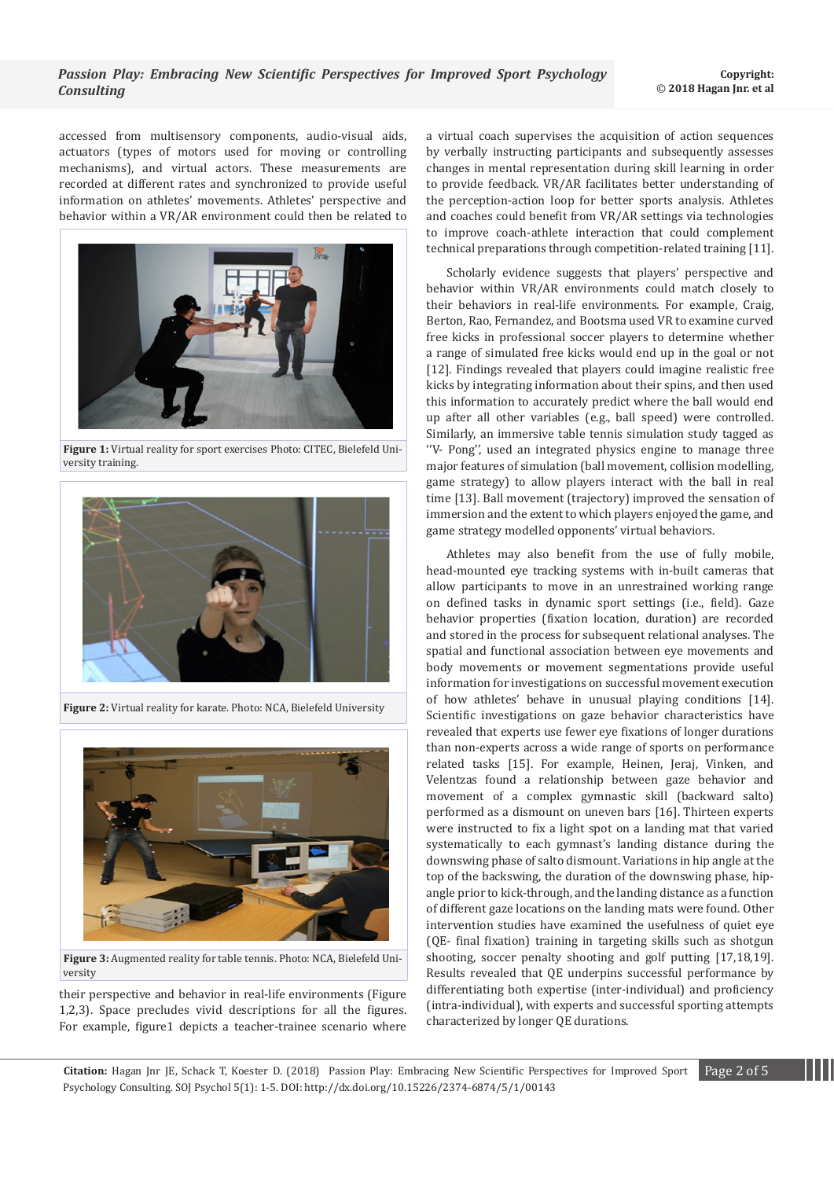accessed from multisensory components, audio-visual aids, actuators (types of motors used for moving or controlling mechanisms), and virtual actors. These measurements are recorded at different rates and synchronized to provide useful information on athletes' movements. Athletes' perspective and behavior within a VR/AR environment could then be related to

**Figure 1:** Virtual reality for sport exercises Photo: CITEC, Bielefeld University training.

**Figure 2:** Virtual reality for karate. Photo: NCA, Bielefeld University

**Figure 3:** Augmented reality for table tennis. Photo: NCA, Bielefeld University

their perspective and behavior in real-life environments (Figure 1,2,3). Space precludes vivid descriptions for all the figures. For example, figure1 depicts a teacher-trainee scenario where a virtual coach supervises the acquisition of action sequences by verbally instructing participants and subsequently assesses changes in mental representation during skill learning in order to provide feedback. VR/AR facilitates better understanding of the perception-action loop for better sports analysis. Athletes and coaches could benefit from VR/AR settings via technologies to improve coach-athlete interaction that could complement technical preparations through competition-related training [11].

Scholarly evidence suggests that players' perspective and behavior within VR/AR environments could match closely to their behaviors in real-life environments. For example, Craig, Berton, Rao, Fernandez, and Bootsma used VR to examine curved free kicks in professional soccer players to determine whether a range of simulated free kicks would end up in the goal or not [12]. Findings revealed that players could imagine realistic free kicks by integrating information about their spins, and then used this information to accurately predict where the ball would end up after all other variables (e.g., ball speed) were controlled. Similarly, an immersive table tennis simulation study tagged as ''V- Pong'', used an integrated physics engine to manage three major features of simulation (ball movement, collision modelling, game strategy) to allow players interact with the ball in real time [13]. Ball movement (trajectory) improved the sensation of immersion and the extent to which players enjoyed the game, and game strategy modelled opponents' virtual behaviors.

Athletes may also benefit from the use of fully mobile, head-mounted eye tracking systems with in-built cameras that allow participants to move in an unrestrained working range on defined tasks in dynamic sport settings (i.e., field). Gaze behavior properties (fixation location, duration) are recorded and stored in the process for subsequent relational analyses. The spatial and functional association between eye movements and body movements or movement segmentations provide useful information for investigations on successful movement execution of how athletes' behave in unusual playing conditions [14]. Scientific investigations on gaze behavior characteristics have revealed that experts use fewer eye fixations of longer durations than non-experts across a wide range of sports on performance related tasks [15]. For example, Heinen, Jeraj, Vinken, and Velentzas found a relationship between gaze behavior and movement of a complex gymnastic skill (backward salto) performed as a dismount on uneven bars [16]. Thirteen experts were instructed to fix a light spot on a landing mat that varied systematically to each gymnast's landing distance during the downswing phase of salto dismount. Variations in hip angle at the top of the backswing, the duration of the downswing phase, hip-angle prior to kick-through, and the landing distance as a function of different gaze locations on the landing mats were found. Other intervention studies have examined the usefulness of quiet eye (QE- final fixation) training in targeting skills such as shotgun shooting, soccer penalty shooting and golf putting [17,18,19]. Results revealed that QE underpins successful performance by differentiating both expertise (inter-individual) and proficiency (intra-individual), with experts and successful sporting attempts characterized by longer QE durations.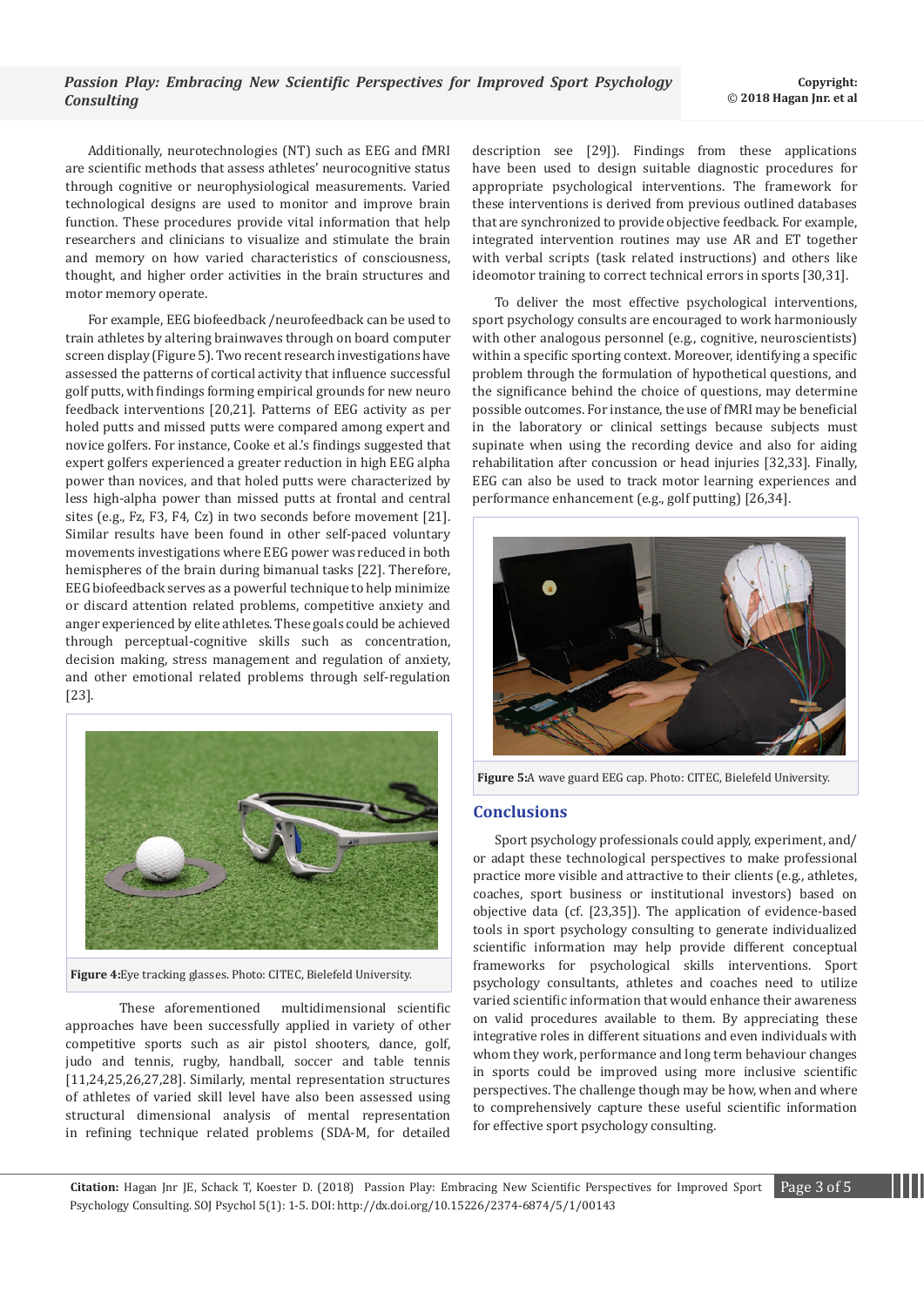Additionally, neurotechnologies (NT) such as EEG and fMRI are scientific methods that assess athletes' neurocognitive status through cognitive or neurophysiological measurements. Varied technological designs are used to monitor and improve brain function. These procedures provide vital information that help researchers and clinicians to visualize and stimulate the brain and memory on how varied characteristics of consciousness, thought, and higher order activities in the brain structures and motor memory operate.

For example, EEG biofeedback /neurofeedback can be used to train athletes by altering brainwaves through on board computer screen display (Figure 5). Two recent research investigations have assessed the patterns of cortical activity that influence successful golf putts, with findings forming empirical grounds for new neuro feedback interventions [20,21]. Patterns of EEG activity as per holed putts and missed putts were compared among expert and novice golfers. For instance, Cooke et al.'s findings suggested that expert golfers experienced a greater reduction in high EEG alpha power than novices, and that holed putts were characterized by less high-alpha power than missed putts at frontal and central sites (e.g., Fz, F3, F4, Cz) in two seconds before movement [21]. Similar results have been found in other self-paced voluntary movements investigations where EEG power was reduced in both hemispheres of the brain during bimanual tasks [22]. Therefore, EEG biofeedback serves as a powerful technique to help minimize or discard attention related problems, competitive anxiety and anger experienced by elite athletes. These goals could be achieved through perceptual-cognitive skills such as concentration, decision making, stress management and regulation of anxiety, and other emotional related problems through self-regulation [23].

**Figure 4:** Eye tracking glasses. Photo: CITEC, Bielefeld University.

These aforementioned multidimensional scientific approaches have been successfully applied in variety of other competitive sports such as air pistol shooters, dance, golf, judo and tennis, rugby, handball, soccer and table tennis [11,24,25,26,27,28]. Similarly, mental representation structures of athletes of varied skill level have also been assessed using structural dimensional analysis of mental representation in refining technique related problems (SDA-M, for detailed description see [29]). Findings from these applications have been used to design suitable diagnostic procedures for appropriate psychological interventions. The framework for these interventions is derived from previous outlined databases that are synchronized to provide objective feedback. For example, integrated intervention routines may use AR and ET together with verbal scripts (task related instructions) and others like ideomotor training to correct technical errors in sports [30,31].

To deliver the most effective psychological interventions, sport psychology consults are encouraged to work harmoniously with other analogous personnel (e.g., cognitive, neuroscientists) within a specific sporting context. Moreover, identifying a specific problem through the formulation of hypothetical questions, and the significance behind the choice of questions, may determine possible outcomes. For instance, the use of fMRI may be beneficial in the laboratory or clinical settings because subjects must supinate when using the recording device and also for aiding rehabilitation after concussion or head injuries [32,33]. Finally, EEG can also be used to track motor learning experiences and performance enhancement (e.g., golf putting) [26,34].

**Figure 5:** A wave guard EEG cap. Photo: CITEC, Bielefeld University.

## Conclusions

Sport psychology professionals could apply, experiment, and/ or adapt these technological perspectives to make professional practice more visible and attractive to their clients (e.g., athletes, coaches, sport business or institutional investors) based on objective data (cf. [23,35]). The application of evidence-based tools in sport psychology consulting to generate individualized scientific information may help provide different conceptual frameworks for psychological skills interventions. Sport psychology consultants, athletes and coaches need to utilize varied scientific information that would enhance their awareness on valid procedures available to them. By appreciating these integrative roles in different situations and even individuals with whom they work, performance and long term behaviour changes in sports could be improved using more inclusive scientific perspectives. The challenge though may be how, when and where to comprehensively capture these useful scientific information for effective sport psychology consulting.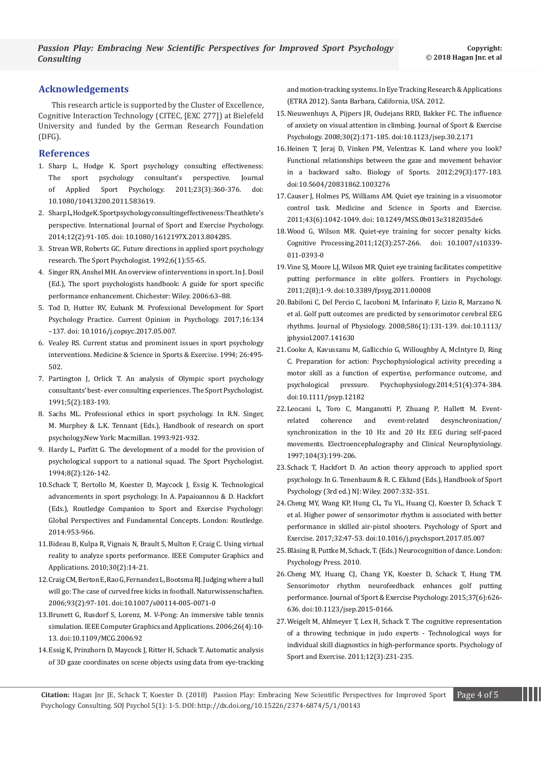## Acknowledgements

This research article is supported by the Cluster of Excellence, Cognitive Interaction Technology (CITEC, [EXC 277]) at Bielefeld University and funded by the German Research Foundation (DFG).

## References

1. Sharp L, Hodge K. Sport psychology consulting effectiveness: The sport psychology consultant's perspective. Journal of Applied Sport Psychology. 2011;23(3):360-376. doi: 10.1080/10413200.2011.583619.
2. Sharp L, Hodge K. Sport psychology consulting effectiveness: The athlete's perspective. International Journal of Sport and Exercise Psychology. 2014;12(2):91-105. doi: 10.1080/1612197X.2013.804285.
3. Strean WB, Roberts GC. Future directions in applied sport psychology research. The Sport Psychologist. 1992;6(1):55-65.
4. Singer RN, Anshel MH. An overview of interventions in sport. In J. Dosil (Ed.), The sport psychologists handbook: A guide for sport specific performance enhancement. Chichester: Wiley. 2006:63–88.
5. Tod D, Hutter RV, Eubank M. Professional Development for Sport Psychology Practice. Current Opinion in Psychology. 2017;16:134–137. doi: 10.1016/j.copsyc.2017.05.007.
6. Vealey RS. Current status and prominent issues in sport psychology interventions. Medicine & Science in Sports & Exercise. 1994; 26:495-502.
7. Partington J, Orlick T. An analysis of Olympic sport psychology consultants' best- ever consulting experiences. The Sport Psychologist. 1991;5(2):183-193.
8. Sachs ML. Professional ethics in sport psychology. In R.N. Singer, M. Murphey & L.K. Tennant (Eds.), Handbook of research on sport psychology.New York: Macmillan. 1993:921-932.
9. Hardy L, Parfitt G. The development of a model for the provision of psychological support to a national squad. The Sport Psychologist. 1994;8(2):126-142.
10. Schack T, Bertollo M, Koester D, Maycock J, Essig K. Technological advancements in sport psychology. In A. Papaioannou & D. Hackfort (Eds.), Routledge Companion to Sport and Exercise Psychology: Global Perspectives and Fundamental Concepts. London: Routledge. 2014:953-966.
11. Bideau B, Kulpa R, Vignais N, Brault S, Multon F, Craig C. Using virtual reality to analyze sports performance. IEEE Computer Graphics and Applications. 2010;30(2):14-21.
12. Craig CM, Berton E, Rao G, Fernandez L, Bootsma RJ. Judging where a ball will go: The case of curved free kicks in football. Naturwissenschaften. 2006;93(2):97-101. doi:10.1007/s00114-005-0071-0
13. Brunett G, Rusdorf S, Lorenz, M. V-Pong: An immersive table tennis simulation. IEEE Computer Graphics and Applications. 2006;26(4):10-13. doi:10.1109/MCG.2006.92
14. Essig K, Prinzhorn D, Maycock J, Ritter H, Schack T. Automatic analysis of 3D gaze coordinates on scene objects using data from eye-tracking and motion-tracking systems. In Eye Tracking Research & Applications (ETRA 2012). Santa Barbara, California, USA. 2012.
15. Nieuwenhuys A, Pijpers JR, Oudejans RRD, Bakker FC. The influence of anxiety on visual attention in climbing. Journal of Sport & Exercise Psychology. 2008;30(2):171-185. doi:10.1123/jsep.30.2.171
16. Heinen T, Jeraj D, Vinken PM, Velentzas K. Land where you look? Functional relationships between the gaze and movement behavior in a backward salto. Biology of Sports. 2012;29(3):177-183. doi:10.5604/20831862.1003276
17. Causer J, Holmes PS, Williams AM. Quiet eye training in a visuomotor control task. Medicine and Science in Sports and Exercise. 2011;43(6):1042-1049. doi: 10.1249/MSS.0b013e3182035de6
18. Wood G, Wilson MR. Quiet-eye training for soccer penalty kicks. Cognitive Processing.2011;12(3):257-266. doi: 10.1007/s10339-011-0393-0
19. Vine SJ, Moore LJ, Wilson MR. Quiet eye training facilitates competitive putting performance in elite golfers. Frontiers in Psychology. 2011;2(8);1-9. doi:10.3389/fpsyg.2011.00008
20. Babiloni C, Del Percio C, Iacoboni M, Infarinato F, Lizio R, Marzano N. et al. Golf putt outcomes are predicted by sensorimotor cerebral EEG rhythms. Journal of Physiology. 2008;586(1):131-139. doi:10.1113/jphysiol.2007.141630
21. Cooke A, Kavussanu M, Gallicchio G, Willoughby A, McIntyre D, Ring C. Preparation for action: Psychophysiological activity preceding a motor skill as a function of expertise, performance outcome, and psychological pressure. Psychophysiology.2014;51(4):374-384. doi:10.1111/psyp.12182
22. Leocani L, Toro C, Manganotti P, Zhuang P, Hallett M. Event-related coherence and event-related desynchronization/synchronization in the 10 Hz and 20 Hz EEG during self-paced movements. Electroencephalography and Clinical Neurophysiology. 1997;104(3):199-206.
23. Schack T, Hackfort D. An action theory approach to applied sport psychology. In G. Tenenbaum & R. C. Eklund (Eds.), Handbook of Sport Psychology (3rd ed.) NJ: Wiley. 2007:332-351.
24. Cheng MY, Wang KP, Hung CL, Tu YL, Huang CJ, Koester D, Schack T. et al. Higher power of sensorimotor rhythm is associated with better performance in skilled air-pistol shooters. Psychology of Sport and Exercise. 2017;32:47-53. doi:10.1016/j.psychsport.2017.05.007
25. Bläsing B, Puttke M, Schack, T. (Eds.) Neurocognition of dance. London: Psychology Press. 2010.
26. Cheng MY, Huang CJ, Chang YK, Koester D, Schack T, Hung TM. Sensorimotor rhythm neurofeedback enhances golf putting performance. Journal of Sport & Exercise Psychology. 2015;37(6):626-636. doi:10.1123/jsep.2015-0166.
27. Weigelt M, Ahlmeyer T, Lex H, Schack T. The cognitive representation of a throwing technique in judo experts - Technological ways for individual skill diagnostics in high-performance sports. Psychology of Sport and Exercise. 2011;12(3):231-235.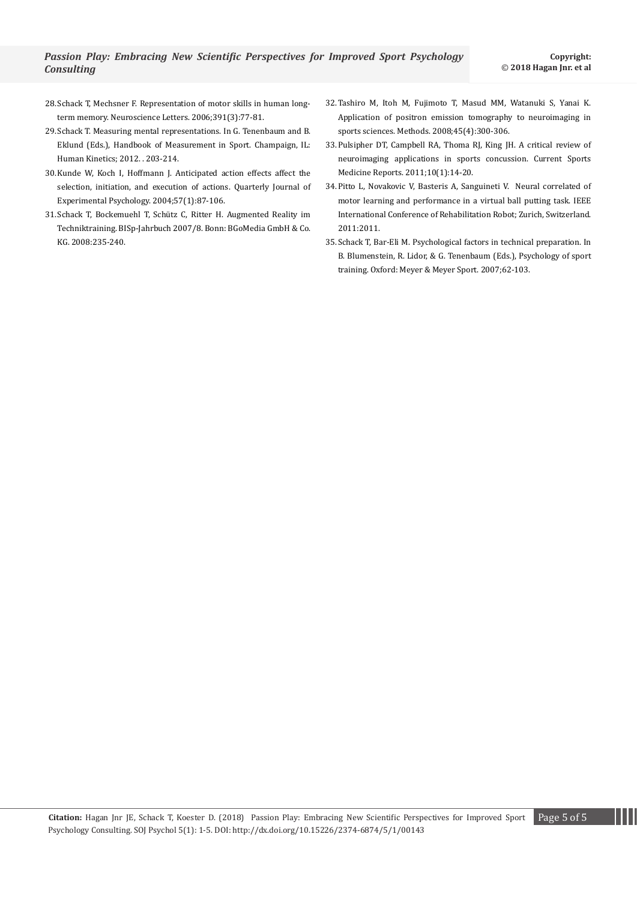28. Schack T, Mechsner F. Representation of motor skills in human long-term memory. Neuroscience Letters. 2006;391(3):77-81.
29. Schack T. Measuring mental representations. In G. Tenenbaum and B. Eklund (Eds.), Handbook of Measurement in Sport. Champaign, IL: Human Kinetics; 2012. . 203-214.
30. Kunde W, Koch I, Hoffmann J. Anticipated action effects affect the selection, initiation, and execution of actions. Quarterly Journal of Experimental Psychology. 2004;57(1):87-106.
31. Schack T, Bockemuehl T, Schütz C, Ritter H. Augmented Reality im Techniktraining. BISp-Jahrbuch 2007/8. Bonn: BGoMedia GmbH & Co. KG. 2008:235-240.
32. Tashiro M, Itoh M, Fujimoto T, Masud MM, Watanuki S, Yanai K. Application of positron emission tomography to neuroimaging in sports sciences. Methods. 2008;45(4):300-306.
33. Pulsipher DT, Campbell RA, Thoma RJ, King JH. A critical review of neuroimaging applications in sports concussion. Current Sports Medicine Reports. 2011;10(1):14-20.
34. Pitto L, Novakovic V, Basteris A, Sanguineti V. Neural correlated of motor learning and performance in a virtual ball putting task. IEEE International Conference of Rehabilitation Robot; Zurich, Switzerland. 2011:2011.
35. Schack T, Bar-Eli M. Psychological factors in technical preparation. In B. Blumenstein, R. Lidor, & G. Tenenbaum (Eds.), Psychology of sport training. Oxford: Meyer & Meyer Sport. 2007;62-103.